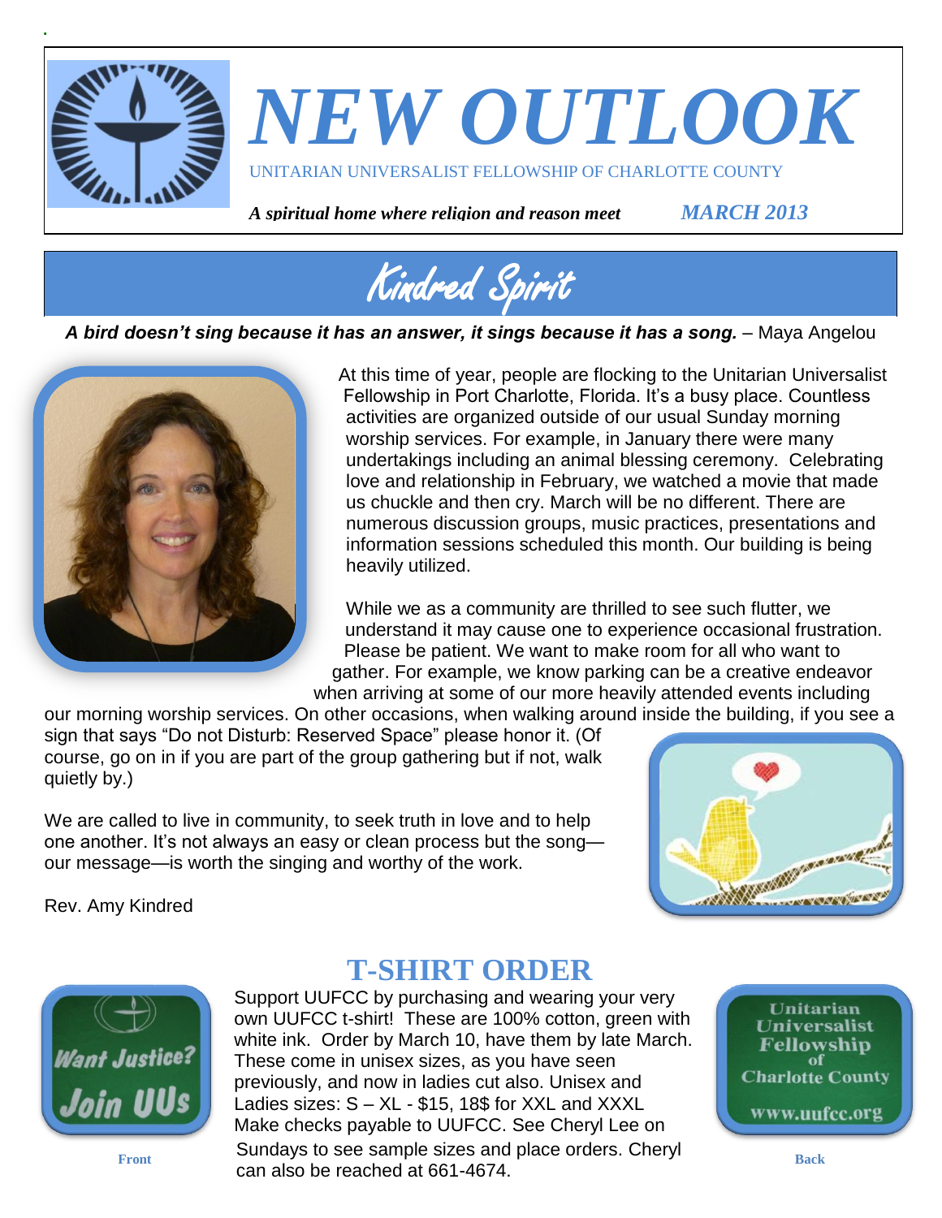# NEW OUTLOOK

UNITARIAN UNIVERSALIST FELLOWSHIP OF CHARLOTTE COUNTY

***A spiritual home where religion and reason meet*** ***MARCH 2013***

## Kindred Spirit

***A bird doesn't sing because it has an answer, it sings because it has a song.*** – Maya Angelou

At this time of year, people are flocking to the Unitarian Universalist Fellowship in Port Charlotte, Florida. It's a busy place. Countless activities are organized outside of our usual Sunday morning worship services. For example, in January there were many undertakings including an animal blessing ceremony. Celebrating love and relationship in February, we watched a movie that made us chuckle and then cry. March will be no different. There are numerous discussion groups, music practices, presentations and information sessions scheduled this month. Our building is being heavily utilized.

While we as a community are thrilled to see such flutter, we understand it may cause one to experience occasional frustration. Please be patient. We want to make room for all who want to gather. For example, we know parking can be a creative endeavor when arriving at some of our more heavily attended events including our morning worship services. On other occasions, when walking around inside the building, if you see a sign that says "Do not Disturb: Reserved Space" please honor it. (Of course, go on in if you are part of the group gathering but if not, walk quietly by.)

We are called to live in community, to seek truth in love and to help one another. It's not always an easy or clean process but the song—our message—is worth the singing and worthy of the work.

Rev. Amy Kindred

## T-SHIRT ORDER

Support UUFCC by purchasing and wearing your very own UUFCC t-shirt! These are 100% cotton, green with white ink. Order by March 10, have them by late March. These come in unisex sizes, as you have seen previously, and now in ladies cut also. Unisex and Ladies sizes: S – XL - $15, 18$ for XXL and XXXL Make checks payable to UUFCC. See Cheryl Lee on Sundays to see sample sizes and place orders. Cheryl can also be reached at 661-4674.

Want Justice? Join UUs

Front

Unitarian Universalist Fellowship of Charlotte County www.uufcc.org

Back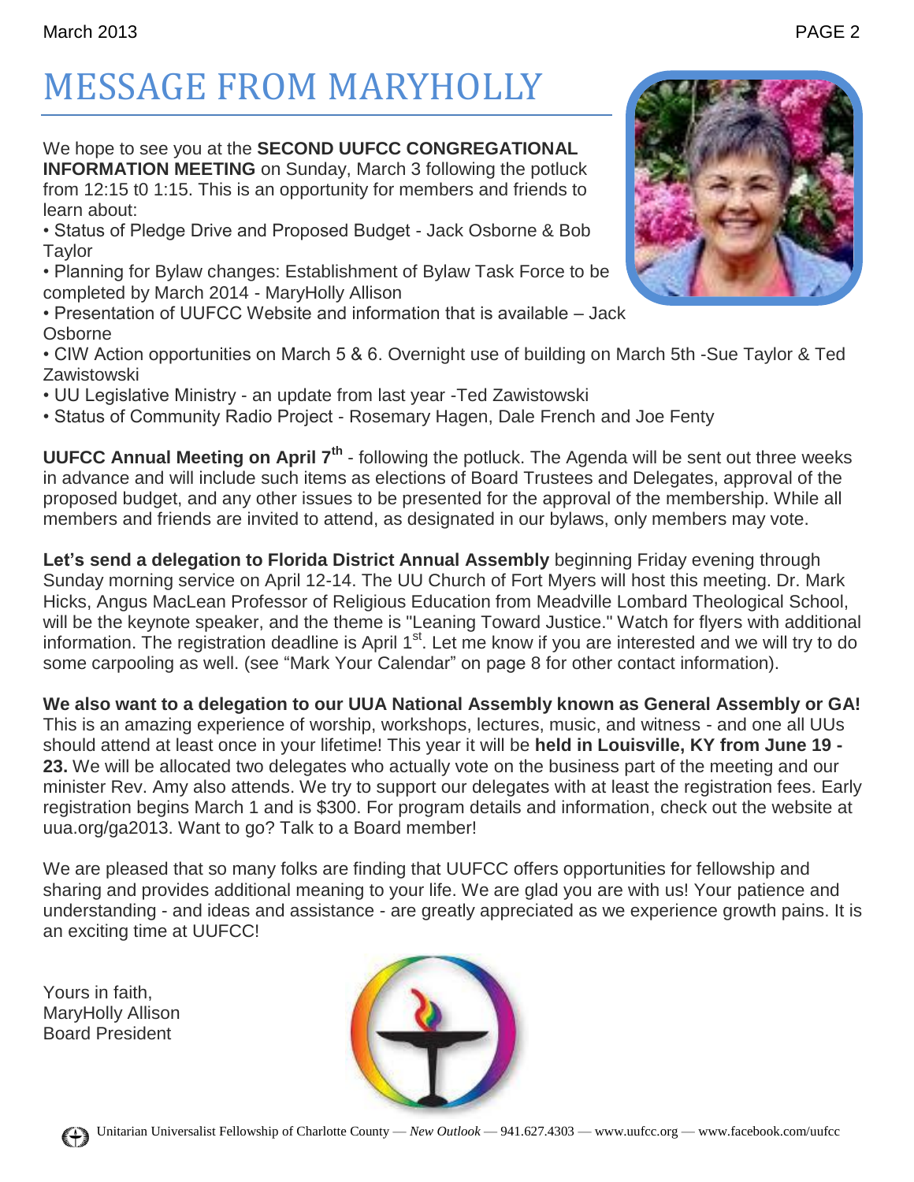# MESSAGE FROM MARYHOLLY

We hope to see you at the **SECOND UUFCC CONGREGATIONAL INFORMATION MEETING** on Sunday, March 3 following the potluck from 12:15 t0 1:15. This is an opportunity for members and friends to learn about:

- Status of Pledge Drive and Proposed Budget - Jack Osborne & Bob Taylor
- Planning for Bylaw changes: Establishment of Bylaw Task Force to be completed by March 2014 - MaryHolly Allison
- Presentation of UUFCC Website and information that is available – Jack Osborne
- CIW Action opportunities on March 5 & 6. Overnight use of building on March 5th -Sue Taylor & Ted Zawistowski
- UU Legislative Ministry - an update from last year -Ted Zawistowski
- Status of Community Radio Project - Rosemary Hagen, Dale French and Joe Fenty

**UUFCC Annual Meeting on April 7th** - following the potluck. The Agenda will be sent out three weeks in advance and will include such items as elections of Board Trustees and Delegates, approval of the proposed budget, and any other issues to be presented for the approval of the membership. While all members and friends are invited to attend, as designated in our bylaws, only members may vote.

**Let's send a delegation to Florida District Annual Assembly** beginning Friday evening through Sunday morning service on April 12-14. The UU Church of Fort Myers will host this meeting. Dr. Mark Hicks, Angus MacLean Professor of Religious Education from Meadville Lombard Theological School, will be the keynote speaker, and the theme is "Leaning Toward Justice." Watch for flyers with additional information. The registration deadline is April 1st. Let me know if you are interested and we will try to do some carpooling as well. (see "Mark Your Calendar" on page 8 for other contact information).

**We also want to a delegation to our UUA National Assembly known as General Assembly or GA!** This is an amazing experience of worship, workshops, lectures, music, and witness - and one all UUs should attend at least once in your lifetime! This year it will be **held in Louisville, KY from June 19 - 23.** We will be allocated two delegates who actually vote on the business part of the meeting and our minister Rev. Amy also attends. We try to support our delegates with at least the registration fees. Early registration begins March 1 and is $300. For program details and information, check out the website at uua.org/ga2013. Want to go? Talk to a Board member!

We are pleased that so many folks are finding that UUFCC offers opportunities for fellowship and sharing and provides additional meaning to your life. We are glad you are with us! Your patience and understanding - and ideas and assistance - are greatly appreciated as we experience growth pains. It is an exciting time at UUFCC!

Yours in faith,
MaryHolly Allison
Board President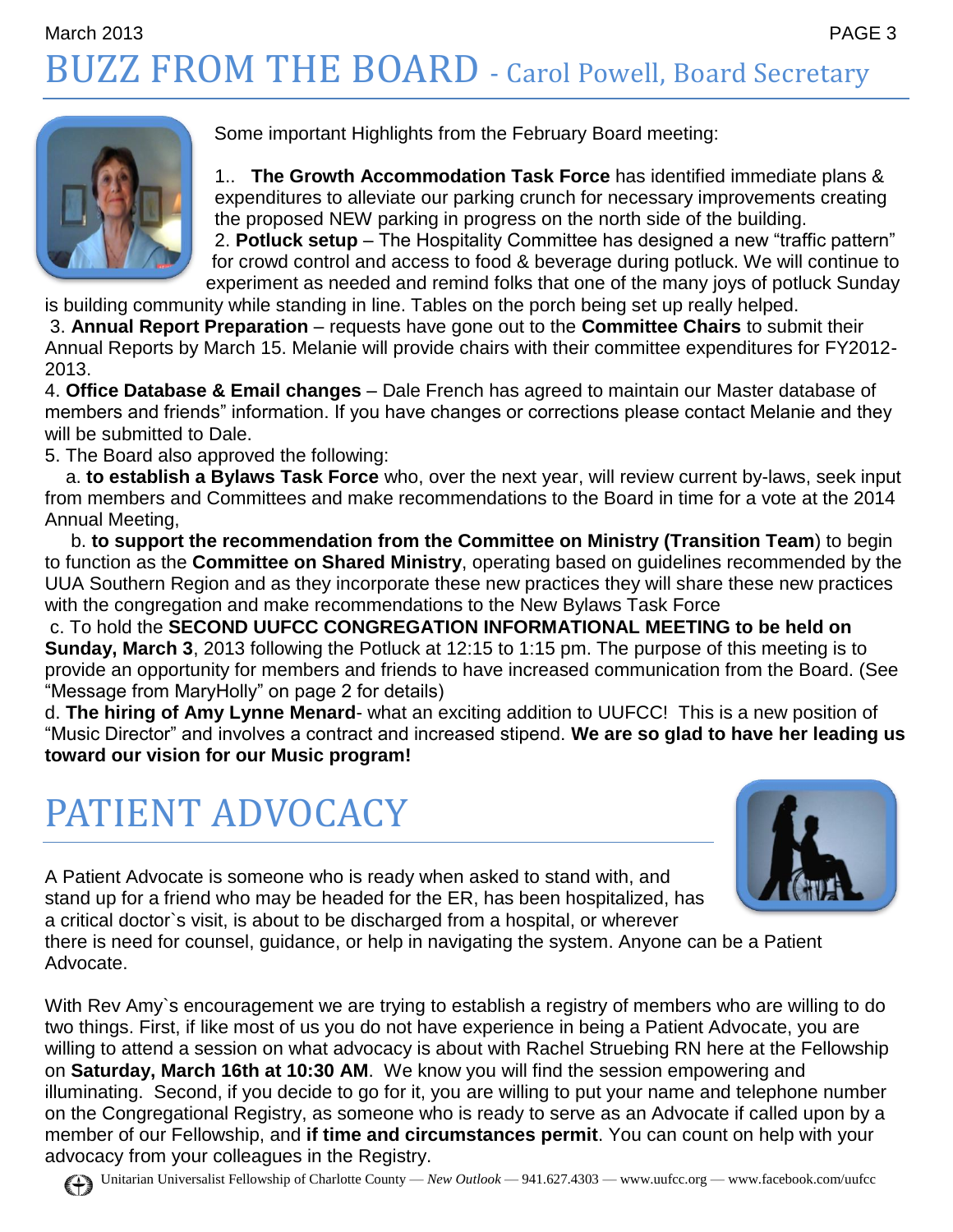# BUZZ FROM THE BOARD - Carol Powell, Board Secretary

Some important Highlights from the February Board meeting:

1.. **The Growth Accommodation Task Force** has identified immediate plans & expenditures to alleviate our parking crunch for necessary improvements creating the proposed NEW parking in progress on the north side of the building.

2. **Potluck setup** – The Hospitality Committee has designed a new "traffic pattern" for crowd control and access to food & beverage during potluck. We will continue to experiment as needed and remind folks that one of the many joys of potluck Sunday is building community while standing in line. Tables on the porch being set up really helped.

3. **Annual Report Preparation** – requests have gone out to the **Committee Chairs** to submit their Annual Reports by March 15. Melanie will provide chairs with their committee expenditures for FY2012-2013.

4. **Office Database & Email changes** – Dale French has agreed to maintain our Master database of members and friends" information. If you have changes or corrections please contact Melanie and they will be submitted to Dale.

5. The Board also approved the following:

a. **to establish a Bylaws Task Force** who, over the next year, will review current by-laws, seek input from members and Committees and make recommendations to the Board in time for a vote at the 2014 Annual Meeting,

b. **to support the recommendation from the Committee on Ministry (Transition Team**) to begin to function as the **Committee on Shared Ministry**, operating based on guidelines recommended by the UUA Southern Region and as they incorporate these new practices they will share these new practices with the congregation and make recommendations to the New Bylaws Task Force

c. To hold the **SECOND UUFCC CONGREGATION INFORMATIONAL MEETING to be held on Sunday, March 3**, 2013 following the Potluck at 12:15 to 1:15 pm. The purpose of this meeting is to provide an opportunity for members and friends to have increased communication from the Board. (See "Message from MaryHolly" on page 2 for details)

d. **The hiring of Amy Lynne Menard**- what an exciting addition to UUFCC! This is a new position of "Music Director" and involves a contract and increased stipend. **We are so glad to have her leading us toward our vision for our Music program!**

# PATIENT ADVOCACY

A Patient Advocate is someone who is ready when asked to stand with, and stand up for a friend who may be headed for the ER, has been hospitalized, has a critical doctor`s visit, is about to be discharged from a hospital, or wherever there is need for counsel, guidance, or help in navigating the system. Anyone can be a Patient Advocate.

With Rev Amy`s encouragement we are trying to establish a registry of members who are willing to do two things. First, if like most of us you do not have experience in being a Patient Advocate, you are willing to attend a session on what advocacy is about with Rachel Struebing RN here at the Fellowship on **Saturday, March 16th at 10:30 AM**. We know you will find the session empowering and illuminating. Second, if you decide to go for it, you are willing to put your name and telephone number on the Congregational Registry, as someone who is ready to serve as an Advocate if called upon by a member of our Fellowship, and **if time and circumstances permit**. You can count on help with your advocacy from your colleagues in the Registry.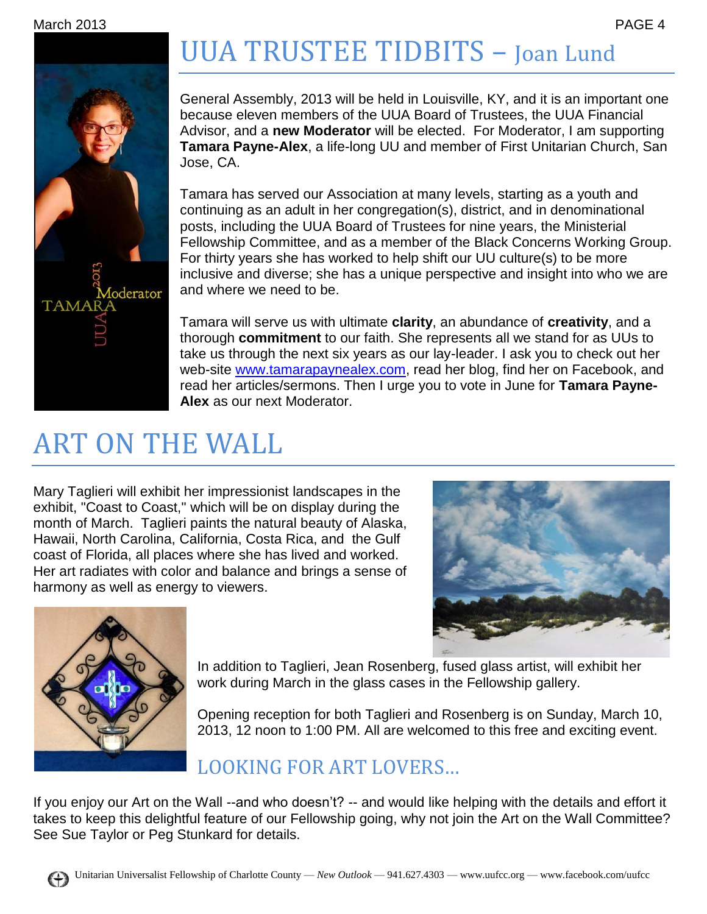# UUA TRUSTEE TIDBITS – Joan Lund

General Assembly, 2013 will be held in Louisville, KY, and it is an important one because eleven members of the UUA Board of Trustees, the UUA Financial Advisor, and a **new Moderator** will be elected. For Moderator, I am supporting **Tamara Payne-Alex**, a life-long UU and member of First Unitarian Church, San Jose, CA.

Tamara has served our Association at many levels, starting as a youth and continuing as an adult in her congregation(s), district, and in denominational posts, including the UUA Board of Trustees for nine years, the Ministerial Fellowship Committee, and as a member of the Black Concerns Working Group. For thirty years she has worked to help shift our UU culture(s) to be more inclusive and diverse; she has a unique perspective and insight into who we are and where we need to be.

Tamara will serve us with ultimate **clarity**, an abundance of **creativity**, and a thorough **commitment** to our faith. She represents all we stand for as UUs to take us through the next six years as our lay-leader. I ask you to check out her web-site www.tamarapaynealex.com, read her blog, find her on Facebook, and read her articles/sermons. Then I urge you to vote in June for **Tamara Payne-Alex** as our next Moderator.

# ART ON THE WALL

Mary Taglieri will exhibit her impressionist landscapes in the exhibit, "Coast to Coast," which will be on display during the month of March. Taglieri paints the natural beauty of Alaska, Hawaii, North Carolina, California, Costa Rica, and the Gulf coast of Florida, all places where she has lived and worked. Her art radiates with color and balance and brings a sense of harmony as well as energy to viewers.

In addition to Taglieri, Jean Rosenberg, fused glass artist, will exhibit her work during March in the glass cases in the Fellowship gallery.

Opening reception for both Taglieri and Rosenberg is on Sunday, March 10, 2013, 12 noon to 1:00 PM. All are welcomed to this free and exciting event.

## LOOKING FOR ART LOVERS…

If you enjoy our Art on the Wall --and who doesn't? -- and would like helping with the details and effort it takes to keep this delightful feature of our Fellowship going, why not join the Art on the Wall Committee? See Sue Taylor or Peg Stunkard for details.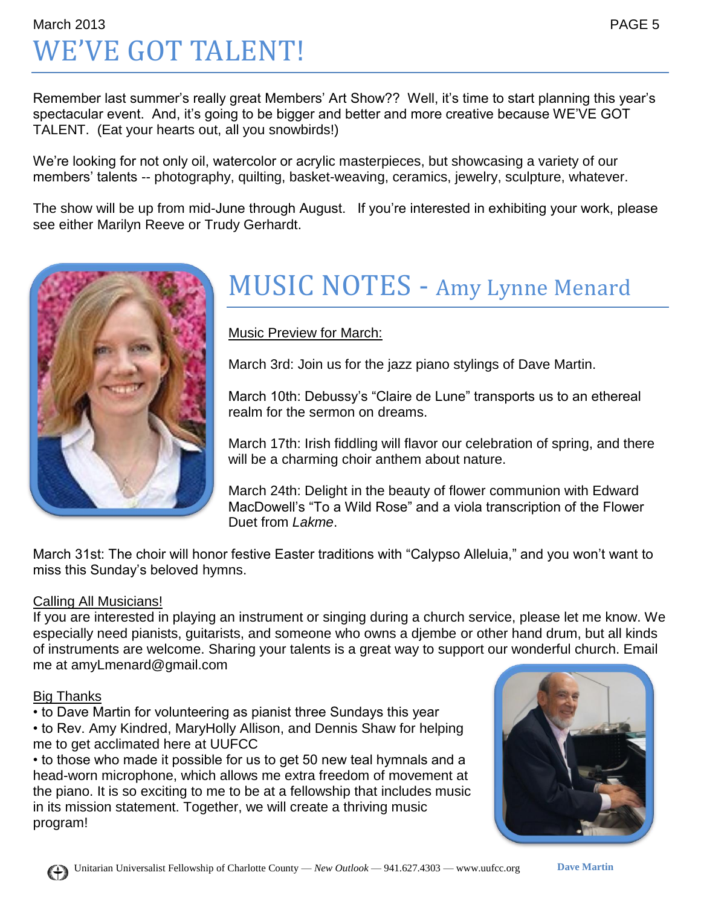# WE'VE GOT TALENT!

Remember last summer's really great Members' Art Show?? Well, it's time to start planning this year's spectacular event. And, it's going to be bigger and better and more creative because WE'VE GOT TALENT. (Eat your hearts out, all you snowbirds!)

We're looking for not only oil, watercolor or acrylic masterpieces, but showcasing a variety of our members' talents -- photography, quilting, basket-weaving, ceramics, jewelry, sculpture, whatever.

The show will be up from mid-June through August. If you're interested in exhibiting your work, please see either Marilyn Reeve or Trudy Gerhardt.

# MUSIC NOTES - Amy Lynne Menard

Music Preview for March:

March 3rd: Join us for the jazz piano stylings of Dave Martin.

March 10th: Debussy's "Claire de Lune" transports us to an ethereal realm for the sermon on dreams.

March 17th: Irish fiddling will flavor our celebration of spring, and there will be a charming choir anthem about nature.

March 24th: Delight in the beauty of flower communion with Edward MacDowell's "To a Wild Rose" and a viola transcription of the Flower Duet from *Lakme*.

March 31st: The choir will honor festive Easter traditions with "Calypso Alleluia," and you won't want to miss this Sunday's beloved hymns.

Calling All Musicians!

If you are interested in playing an instrument or singing during a church service, please let me know. We especially need pianists, guitarists, and someone who owns a djembe or other hand drum, but all kinds of instruments are welcome. Sharing your talents is a great way to support our wonderful church. Email me at amyLmenard@gmail.com

Big Thanks

- to Dave Martin for volunteering as pianist three Sundays this year
- to Rev. Amy Kindred, MaryHolly Allison, and Dennis Shaw for helping me to get acclimated here at UUFCC
- to those who made it possible for us to get 50 new teal hymnals and a head-worn microphone, which allows me extra freedom of movement at the piano. It is so exciting to me to be at a fellowship that includes music in its mission statement. Together, we will create a thriving music program!

Dave Martin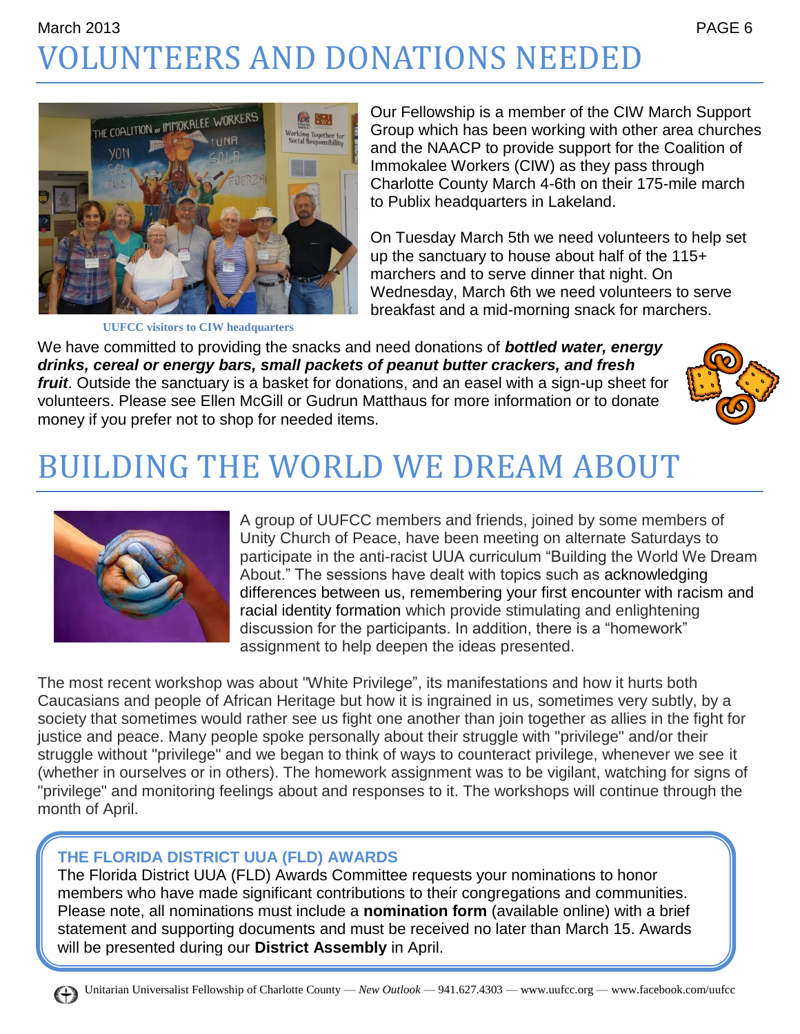# VOLUNTEERS AND DONATIONS NEEDED

UUFCC visitors to CIW headquarters

Our Fellowship is a member of the CIW March Support Group which has been working with other area churches and the NAACP to provide support for the Coalition of Immokalee Workers (CIW) as they pass through Charlotte County March 4-6th on their 175-mile march to Publix headquarters in Lakeland.

On Tuesday March 5th we need volunteers to help set up the sanctuary to house about half of the 115+ marchers and to serve dinner that night. On Wednesday, March 6th we need volunteers to serve breakfast and a mid-morning snack for marchers.

We have committed to providing the snacks and need donations of ***bottled water, energy drinks, cereal or energy bars, small packets of peanut butter crackers, and fresh fruit***. Outside the sanctuary is a basket for donations, and an easel with a sign-up sheet for volunteers. Please see Ellen McGill or Gudrun Matthaus for more information or to donate money if you prefer not to shop for needed items.

# BUILDING THE WORLD WE DREAM ABOUT

A group of UUFCC members and friends, joined by some members of Unity Church of Peace, have been meeting on alternate Saturdays to participate in the anti-racist UUA curriculum "Building the World We Dream About." The sessions have dealt with topics such as acknowledging differences between us, remembering your first encounter with racism and racial identity formation which provide stimulating and enlightening discussion for the participants. In addition, there is a "homework" assignment to help deepen the ideas presented.

The most recent workshop was about "White Privilege", its manifestations and how it hurts both Caucasians and people of African Heritage but how it is ingrained in us, sometimes very subtly, by a society that sometimes would rather see us fight one another than join together as allies in the fight for justice and peace. Many people spoke personally about their struggle with "privilege" and/or their struggle without "privilege" and we began to think of ways to counteract privilege, whenever we see it (whether in ourselves or in others). The homework assignment was to be vigilant, watching for signs of "privilege" and monitoring feelings about and responses to it. The workshops will continue through the month of April.

### THE FLORIDA DISTRICT UUA (FLD) AWARDS

The Florida District UUA (FLD) Awards Committee requests your nominations to honor members who have made significant contributions to their congregations and communities. Please note, all nominations must include a **nomination form** (available online) with a brief statement and supporting documents and must be received no later than March 15. Awards will be presented during our **District Assembly** in April.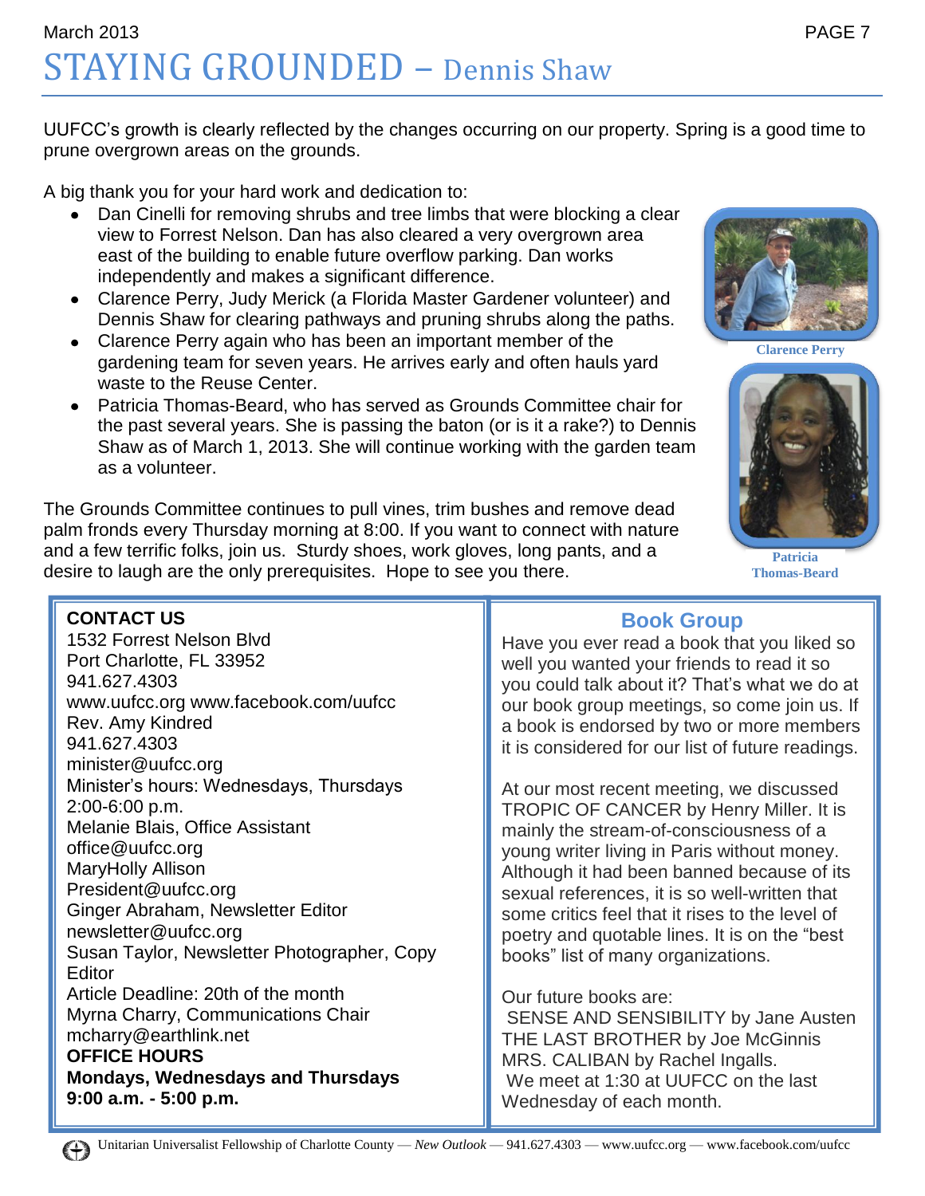# STAYING GROUNDED – Dennis Shaw

UUFCC's growth is clearly reflected by the changes occurring on our property. Spring is a good time to prune overgrown areas on the grounds.

A big thank you for your hard work and dedication to:

- Dan Cinelli for removing shrubs and tree limbs that were blocking a clear view to Forrest Nelson. Dan has also cleared a very overgrown area east of the building to enable future overflow parking. Dan works independently and makes a significant difference.
- Clarence Perry, Judy Merick (a Florida Master Gardener volunteer) and Dennis Shaw for clearing pathways and pruning shrubs along the paths.
- Clarence Perry again who has been an important member of the gardening team for seven years. He arrives early and often hauls yard waste to the Reuse Center.
- Patricia Thomas-Beard, who has served as Grounds Committee chair for the past several years. She is passing the baton (or is it a rake?) to Dennis Shaw as of March 1, 2013. She will continue working with the garden team as a volunteer.

Clarence Perry

Patricia Thomas-Beard

The Grounds Committee continues to pull vines, trim bushes and remove dead palm fronds every Thursday morning at 8:00. If you want to connect with nature and a few terrific folks, join us. Sturdy shoes, work gloves, long pants, and a desire to laugh are the only prerequisites. Hope to see you there.

**CONTACT US**
1532 Forrest Nelson Blvd
Port Charlotte, FL 33952
941.627.4303
www.uufcc.org www.facebook.com/uufcc
Rev. Amy Kindred
941.627.4303
minister@uufcc.org
Minister's hours: Wednesdays, Thursdays
2:00-6:00 p.m.
Melanie Blais, Office Assistant
office@uufcc.org
MaryHolly Allison
President@uufcc.org
Ginger Abraham, Newsletter Editor
newsletter@uufcc.org
Susan Taylor, Newsletter Photographer, Copy Editor
Article Deadline: 20th of the month
Myrna Charry, Communications Chair
mcharry@earthlink.net
**OFFICE HOURS**
**Mondays, Wednesdays and Thursdays**
**9:00 a.m. - 5:00 p.m.**

## Book Group

Have you ever read a book that you liked so well you wanted your friends to read it so you could talk about it? That's what we do at our book group meetings, so come join us. If a book is endorsed by two or more members it is considered for our list of future readings.

At our most recent meeting, we discussed TROPIC OF CANCER by Henry Miller. It is mainly the stream-of-consciousness of a young writer living in Paris without money. Although it had been banned because of its sexual references, it is so well-written that some critics feel that it rises to the level of poetry and quotable lines. It is on the "best books" list of many organizations.

Our future books are:
SENSE AND SENSIBILITY by Jane Austen
THE LAST BROTHER by Joe McGinnis
MRS. CALIBAN by Rachel Ingalls.
We meet at 1:30 at UUFCC on the last Wednesday of each month.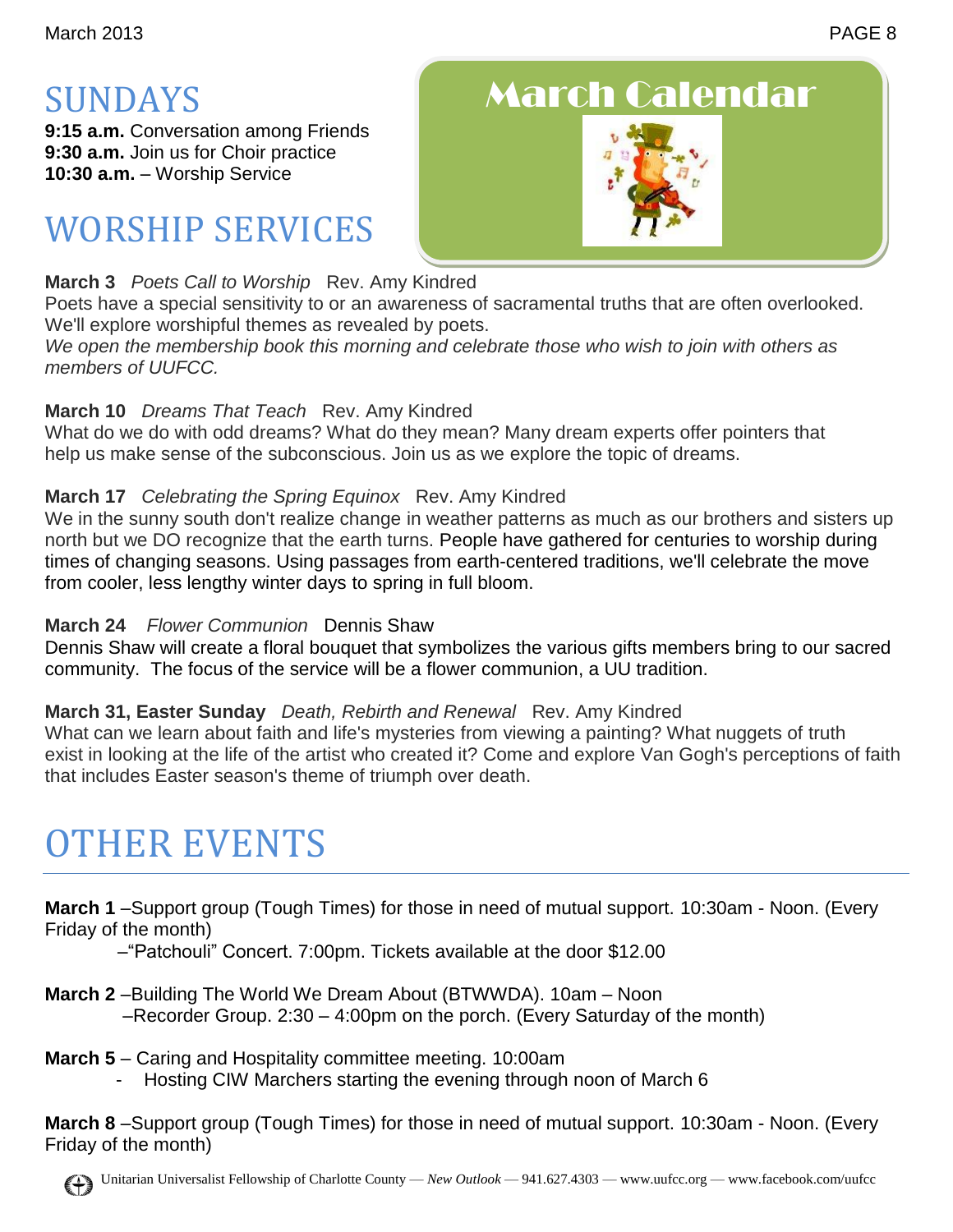## SUNDAYS

**9:15 a.m.** Conversation among Friends
**9:30 a.m.** Join us for Choir practice
**10:30 a.m.** – Worship Service

# March Calendar

## WORSHIP SERVICES

**March 3** *Poets Call to Worship* Rev. Amy Kindred
Poets have a special sensitivity to or an awareness of sacramental truths that are often overlooked. We'll explore worshipful themes as revealed by poets.
*We open the membership book this morning and celebrate those who wish to join with others as members of UUFCC.*

**March 10** *Dreams That Teach* Rev. Amy Kindred
What do we do with odd dreams? What do they mean? Many dream experts offer pointers that help us make sense of the subconscious. Join us as we explore the topic of dreams.

**March 17** *Celebrating the Spring Equinox* Rev. Amy Kindred
We in the sunny south don't realize change in weather patterns as much as our brothers and sisters up north but we DO recognize that the earth turns. People have gathered for centuries to worship during times of changing seasons. Using passages from earth-centered traditions, we'll celebrate the move from cooler, less lengthy winter days to spring in full bloom.

**March 24** *Flower Communion* Dennis Shaw
Dennis Shaw will create a floral bouquet that symbolizes the various gifts members bring to our sacred community. The focus of the service will be a flower communion, a UU tradition.

**March 31, Easter Sunday** *Death, Rebirth and Renewal* Rev. Amy Kindred
What can we learn about faith and life's mysteries from viewing a painting? What nuggets of truth exist in looking at the life of the artist who created it? Come and explore Van Gogh's perceptions of faith that includes Easter season's theme of triumph over death.

# OTHER EVENTS

**March 1** –Support group (Tough Times) for those in need of mutual support. 10:30am - Noon. (Every Friday of the month)
–"Patchouli" Concert. 7:00pm. Tickets available at the door $12.00

**March 2** –Building The World We Dream About (BTWWDA). 10am – Noon
–Recorder Group. 2:30 – 4:00pm on the porch. (Every Saturday of the month)

**March 5** – Caring and Hospitality committee meeting. 10:00am
- Hosting CIW Marchers starting the evening through noon of March 6

**March 8** –Support group (Tough Times) for those in need of mutual support. 10:30am - Noon. (Every Friday of the month)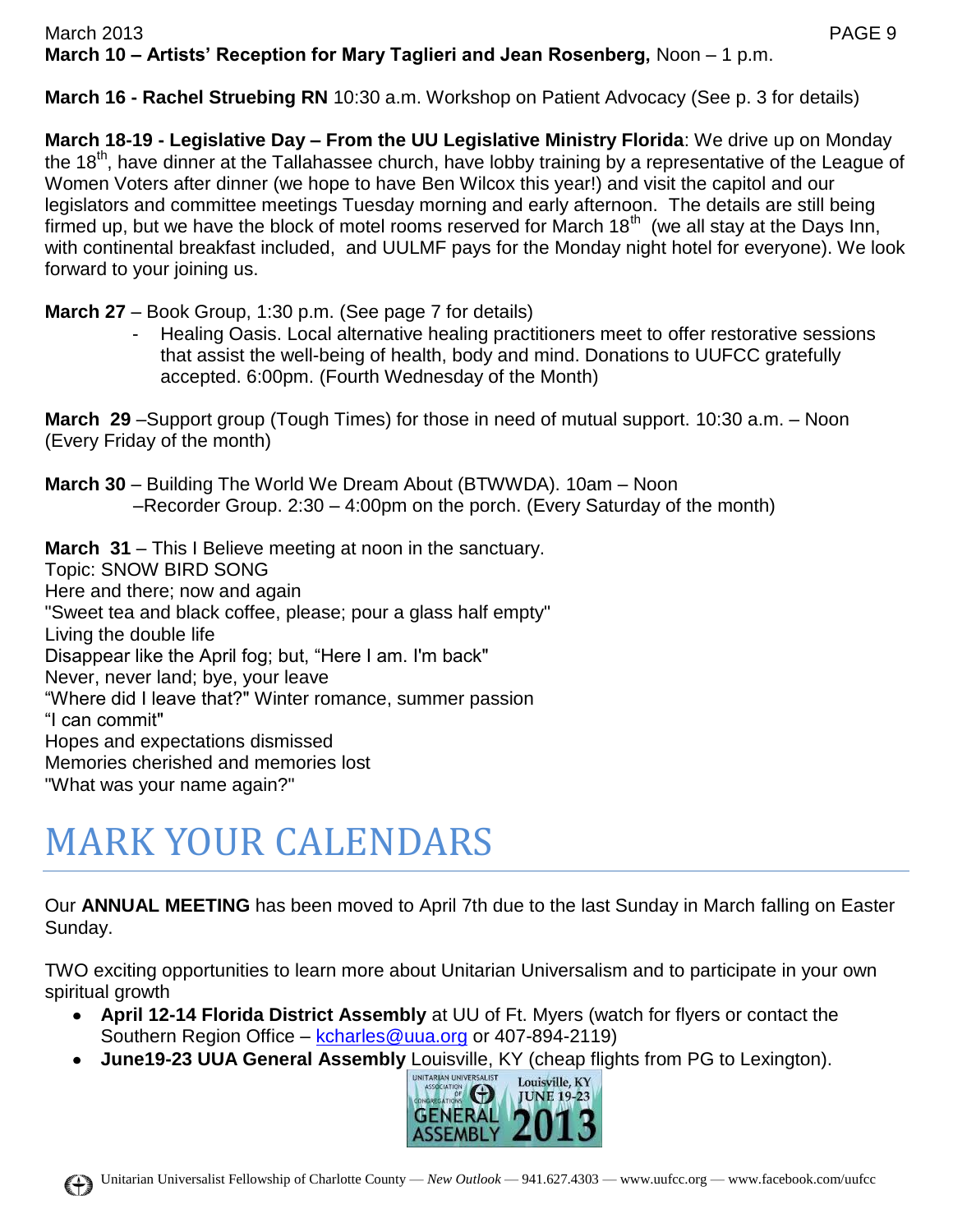**March 10 – Artists' Reception for Mary Taglieri and Jean Rosenberg,** Noon – 1 p.m.

**March 16 - Rachel Struebing RN** 10:30 a.m. Workshop on Patient Advocacy (See p. 3 for details)

**March 18-19 - Legislative Day – From the UU Legislative Ministry Florida**: We drive up on Monday the 18th, have dinner at the Tallahassee church, have lobby training by a representative of the League of Women Voters after dinner (we hope to have Ben Wilcox this year!) and visit the capitol and our legislators and committee meetings Tuesday morning and early afternoon. The details are still being firmed up, but we have the block of motel rooms reserved for March 18th (we all stay at the Days Inn, with continental breakfast included, and UULMF pays for the Monday night hotel for everyone). We look forward to your joining us.

**March 27** – Book Group, 1:30 p.m. (See page 7 for details)

- Healing Oasis. Local alternative healing practitioners meet to offer restorative sessions that assist the well-being of health, body and mind. Donations to UUFCC gratefully accepted. 6:00pm. (Fourth Wednesday of the Month)

**March 29** –Support group (Tough Times) for those in need of mutual support. 10:30 a.m. – Noon (Every Friday of the month)

**March 30** – Building The World We Dream About (BTWWDA). 10am – Noon
–Recorder Group. 2:30 – 4:00pm on the porch. (Every Saturday of the month)

**March 31** – This I Believe meeting at noon in the sanctuary.
Topic: SNOW BIRD SONG
Here and there; now and again
"Sweet tea and black coffee, please; pour a glass half empty"
Living the double life
Disappear like the April fog; but, "Here I am. I'm back"
Never, never land; bye, your leave
"Where did I leave that?" Winter romance, summer passion
"I can commit"
Hopes and expectations dismissed
Memories cherished and memories lost
"What was your name again?"

# MARK YOUR CALENDARS

Our **ANNUAL MEETING** has been moved to April 7th due to the last Sunday in March falling on Easter Sunday.

TWO exciting opportunities to learn more about Unitarian Universalism and to participate in your own spiritual growth

- **April 12-14 Florida District Assembly** at UU of Ft. Myers (watch for flyers or contact the Southern Region Office – kcharles@uua.org or 407-894-2119)
- **June19-23 UUA General Assembly** Louisville, KY (cheap flights from PG to Lexington).

UNITARIAN UNIVERSALIST ASSOCIATION OF CONGREGATIONS
GENERAL ASSEMBLY 2013
Louisville, KY
JUNE 19-23